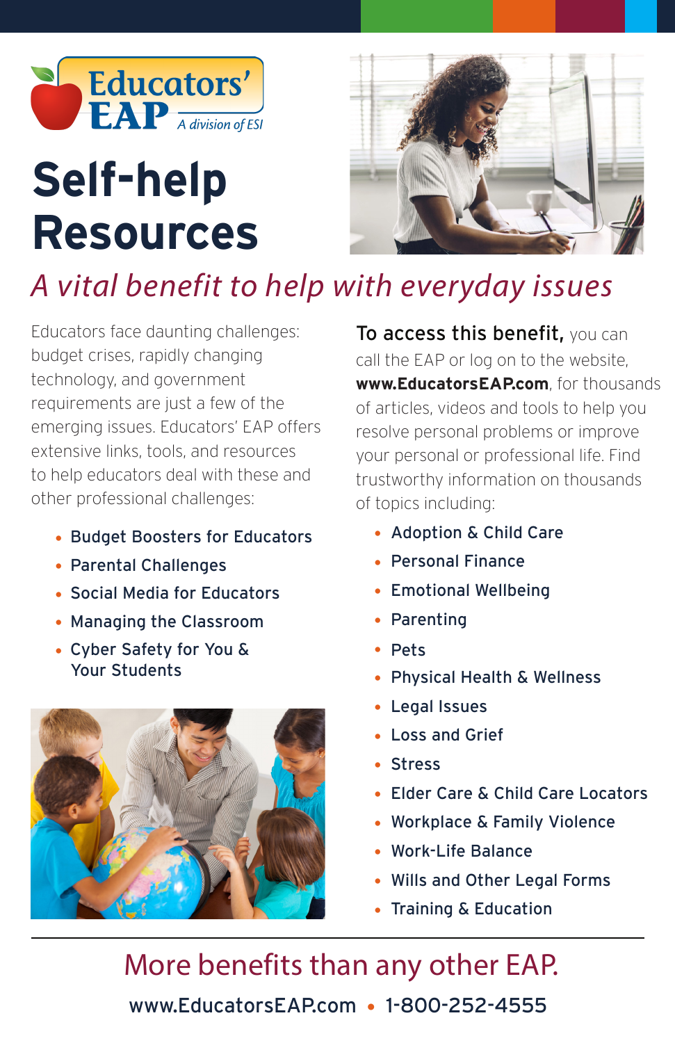Educators' EAP
*A division of ESI*

# Self-help Resources

## *A vital benefit to help with everyday issues*

Educators face daunting challenges: budget crises, rapidly changing technology, and government requirements are just a few of the emerging issues. Educators' EAP offers extensive links, tools, and resources to help educators deal with these and other professional challenges:

- Budget Boosters for Educators
- Parental Challenges
- Social Media for Educators
- Managing the Classroom
- Cyber Safety for You & Your Students

**To access this benefit,** you can call the EAP or log on to the website, **www.EducatorsEAP.com**, for thousands of articles, videos and tools to help you resolve personal problems or improve your personal or professional life. Find trustworthy information on thousands of topics including:

- Adoption & Child Care
- Personal Finance
- Emotional Wellbeing
- Parenting
- Pets
- Physical Health & Wellness
- Legal Issues
- Loss and Grief
- Stress
- Elder Care & Child Care Locators
- Workplace & Family Violence
- Work-Life Balance
- Wills and Other Legal Forms
- Training & Education

---

More benefits than any other EAP.

www.EducatorsEAP.com • 1-800-252-4555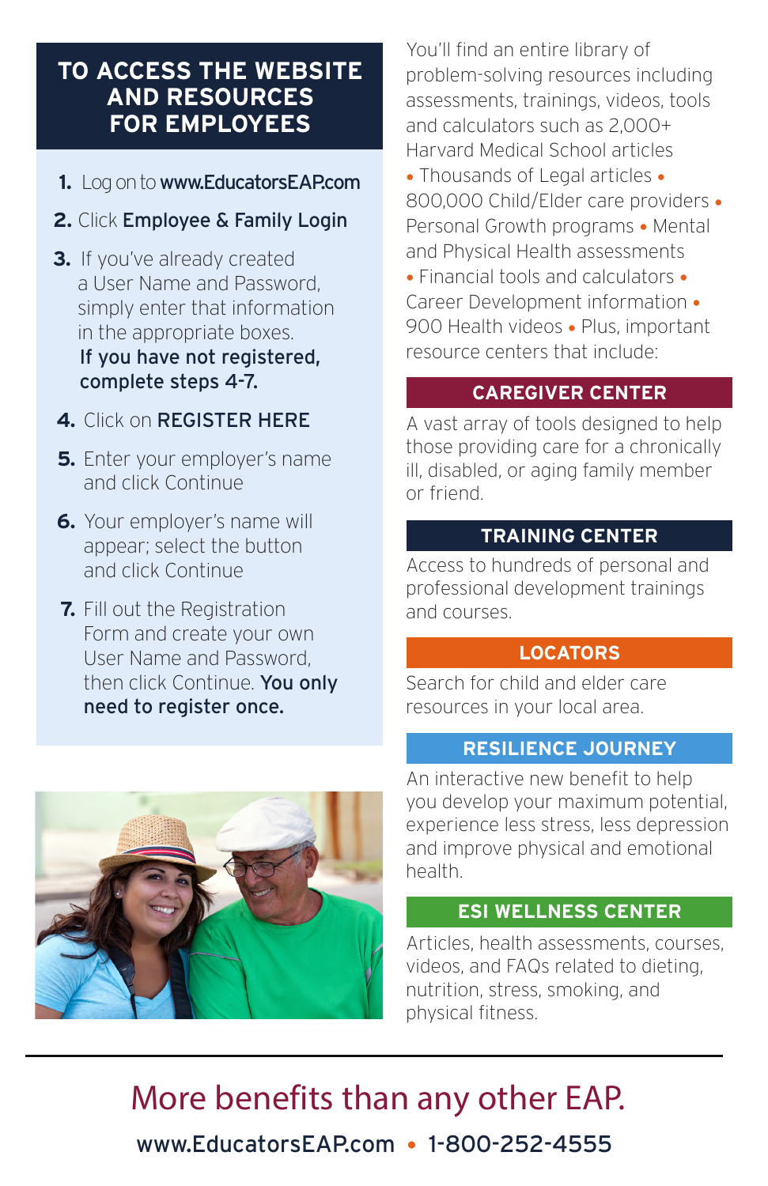## TO ACCESS THE WEBSITE AND RESOURCES FOR EMPLOYEES

1. Log on to **www.EducatorsEAP.com**
2. Click **Employee & Family Login**
3. If you've already created a User Name and Password, simply enter that information in the appropriate boxes. **If you have not registered, complete steps 4-7.**
4. Click on **REGISTER HERE**
5. Enter your employer's name and click Continue
6. Your employer's name will appear; select the button and click Continue
7. Fill out the Registration Form and create your own User Name and Password, then click Continue. **You only need to register once.**

You'll find an entire library of problem-solving resources including assessments, trainings, videos, tools and calculators such as 2,000+ Harvard Medical School articles • Thousands of Legal articles • 800,000 Child/Elder care providers • Personal Growth programs • Mental and Physical Health assessments • Financial tools and calculators • Career Development information • 900 Health videos • Plus, important resource centers that include:

### CAREGIVER CENTER

A vast array of tools designed to help those providing care for a chronically ill, disabled, or aging family member or friend.

### TRAINING CENTER

Access to hundreds of personal and professional development trainings and courses.

### LOCATORS

Search for child and elder care resources in your local area.

### RESILIENCE JOURNEY

An interactive new benefit to help you develop your maximum potential, experience less stress, less depression and improve physical and emotional health.

### ESI WELLNESS CENTER

Articles, health assessments, courses, videos, and FAQs related to dieting, nutrition, stress, smoking, and physical fitness.

---

## More benefits than any other EAP.

**www.EducatorsEAP.com • 1-800-252-4555**